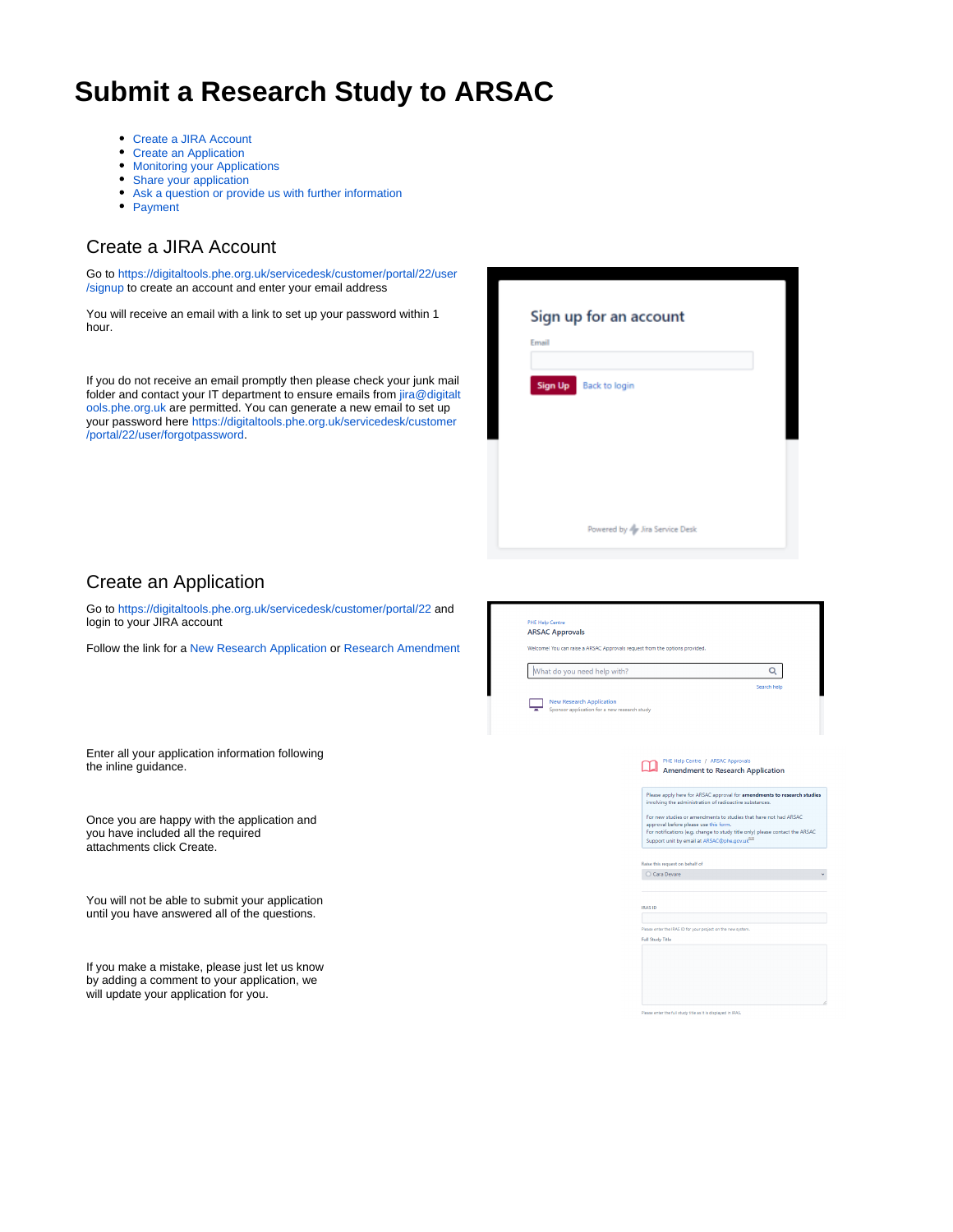# Submit a Research Study to ARSAC

- Create a JIRA Account
- Create an Application
- Monitoring your Applications
- Share your application
- Ask a question or provide us with further information
- Payment

## Create a JIRA Account

Go to https://digitaltools.phe.org.uk/servicedesk/customer/portal/22/user/signup to create an account and enter your email address

You will receive an email with a link to set up your password within 1 hour.

If you do not receive an email promptly then please check your junk mail folder and contact your IT department to ensure emails from jira@digitaltools.phe.org.uk are permitted. You can generate a new email to set up your password here https://digitaltools.phe.org.uk/servicedesk/customer/portal/22/user/forgotpassword.

## Create an Application

Go to https://digitaltools.phe.org.uk/servicedesk/customer/portal/22 and login to your JIRA account

Follow the link for a New Research Application or Research Amendment

Enter all your application information following the inline guidance.

Once you are happy with the application and you have included all the required attachments click Create.

You will not be able to submit your application until you have answered all of the questions.

If you make a mistake, please just let us know by adding a comment to your application, we will update your application for you.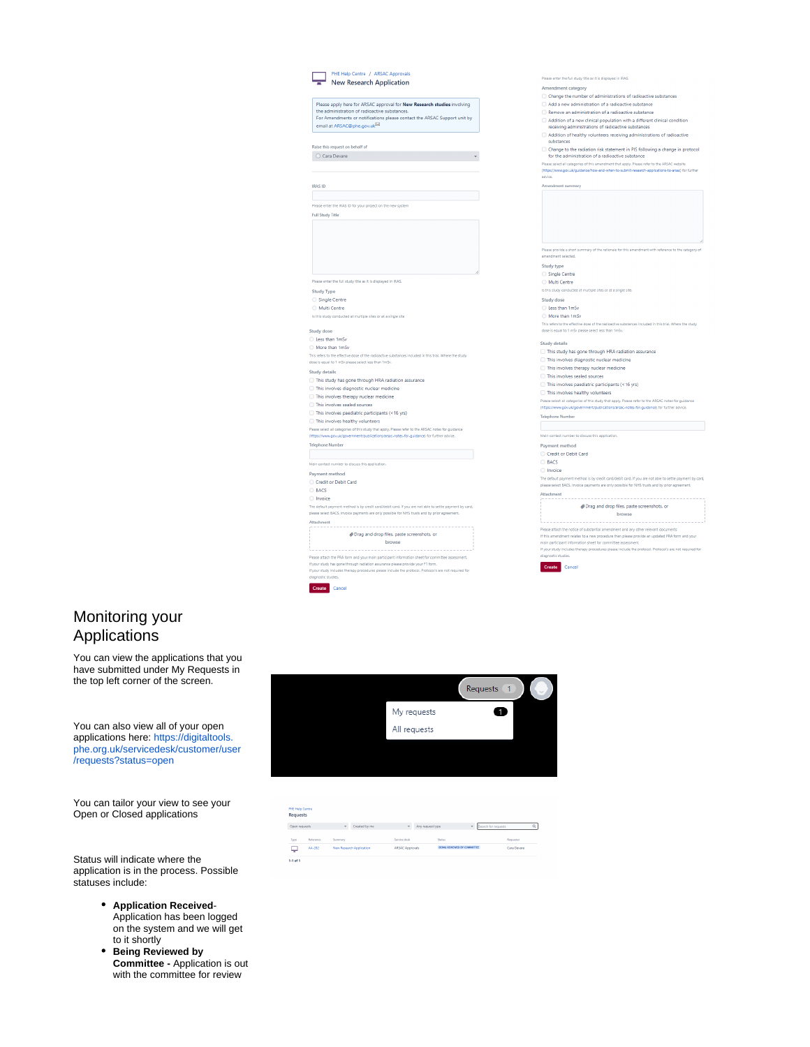# Monitoring your Applications

You can view the applications that you have submitted under My Requests in the top left corner of the screen.

You can also view all of your open applications here: https://digitaltools.phe.org.uk/servicedesk/customer/user/requests?status=open

You can tailor your view to see your Open or Closed applications

Status will indicate where the application is in the process. Possible statuses include:

- **Application Received**- Application has been logged on the system and we will get to it shortly
- **Being Reviewed by Committee -** Application is out with the committee for review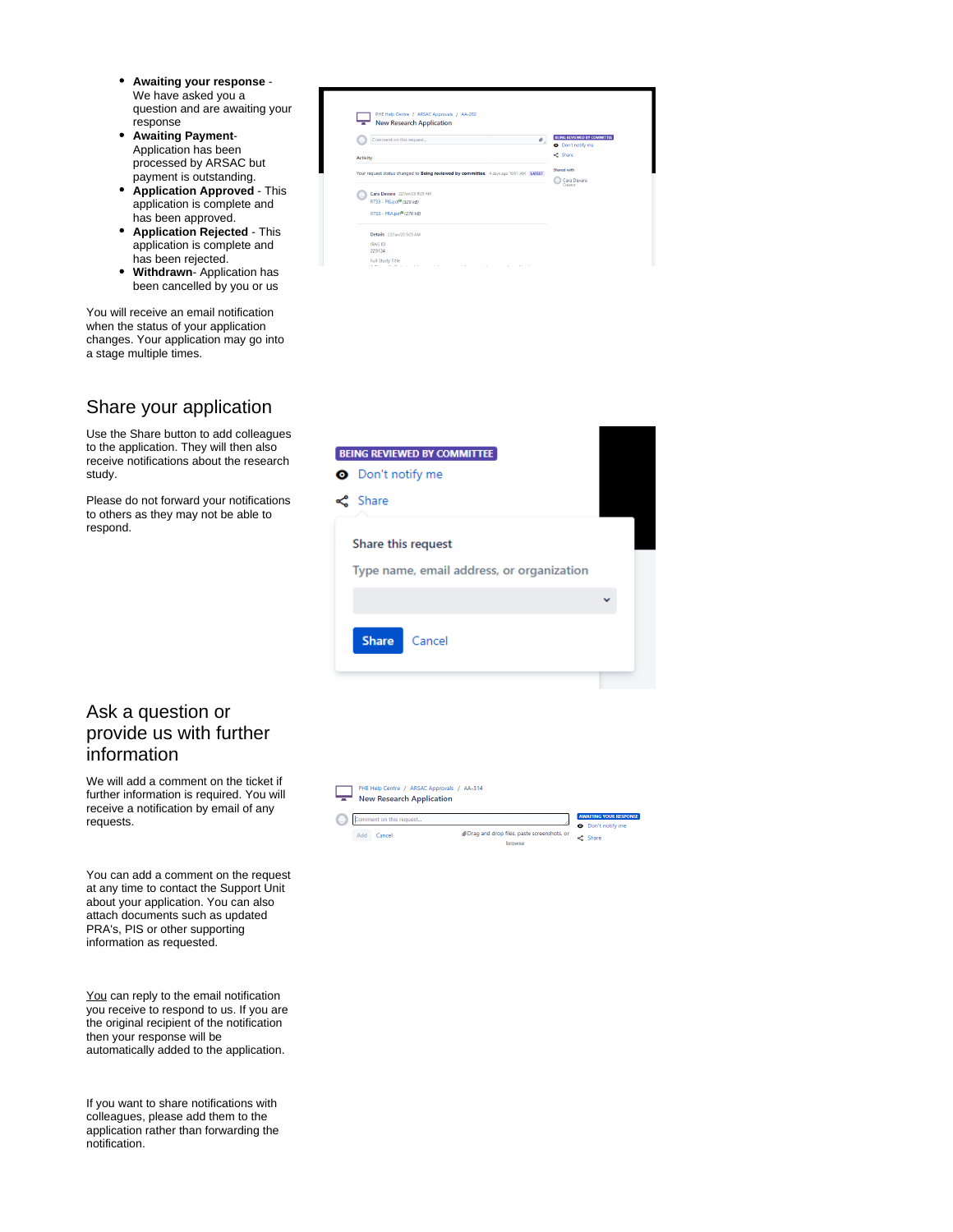- **Awaiting your response** - We have asked you a question and are awaiting your response
- **Awaiting Payment**- Application has been processed by ARSAC but payment is outstanding.
- **Application Approved** - This application is complete and has been approved.
- **Application Rejected** - This application is complete and has been rejected.
- **Withdrawn**- Application has been cancelled by you or us

You will receive an email notification when the status of your application changes. Your application may go into a stage multiple times.

## Share your application

Use the Share button to add colleagues to the application. They will then also receive notifications about the research study.

Please do not forward your notifications to others as they may not be able to respond.

## Ask a question or provide us with further information

We will add a comment on the ticket if further information is required. You will receive a notification by email of any requests.

You can add a comment on the request at any time to contact the Support Unit about your application. You can also attach documents such as updated PRA's, PIS or other supporting information as requested.

You can reply to the email notification you receive to respond to us. If you are the original recipient of the notification then your response will be automatically added to the application.

If you want to share notifications with colleagues, please add them to the application rather than forwarding the notification.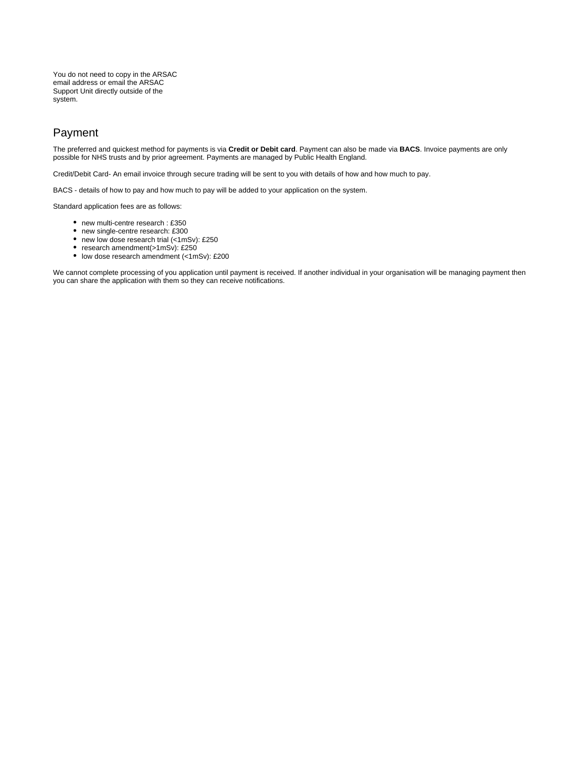You do not need to copy in the ARSAC email address or email the ARSAC Support Unit directly outside of the system.

## Payment

The preferred and quickest method for payments is via **Credit or Debit card**. Payment can also be made via **BACS**. Invoice payments are only possible for NHS trusts and by prior agreement. Payments are managed by Public Health England.

Credit/Debit Card- An email invoice through secure trading will be sent to you with details of how and how much to pay.

BACS - details of how to pay and how much to pay will be added to your application on the system.

Standard application fees are as follows:

- new multi-centre research : £350
- new single-centre research: £300
- new low dose research trial (<1mSv): £250
- research amendment(>1mSv): £250
- low dose research amendment (<1mSv): £200

We cannot complete processing of you application until payment is received. If another individual in your organisation will be managing payment then you can share the application with them so they can receive notifications.